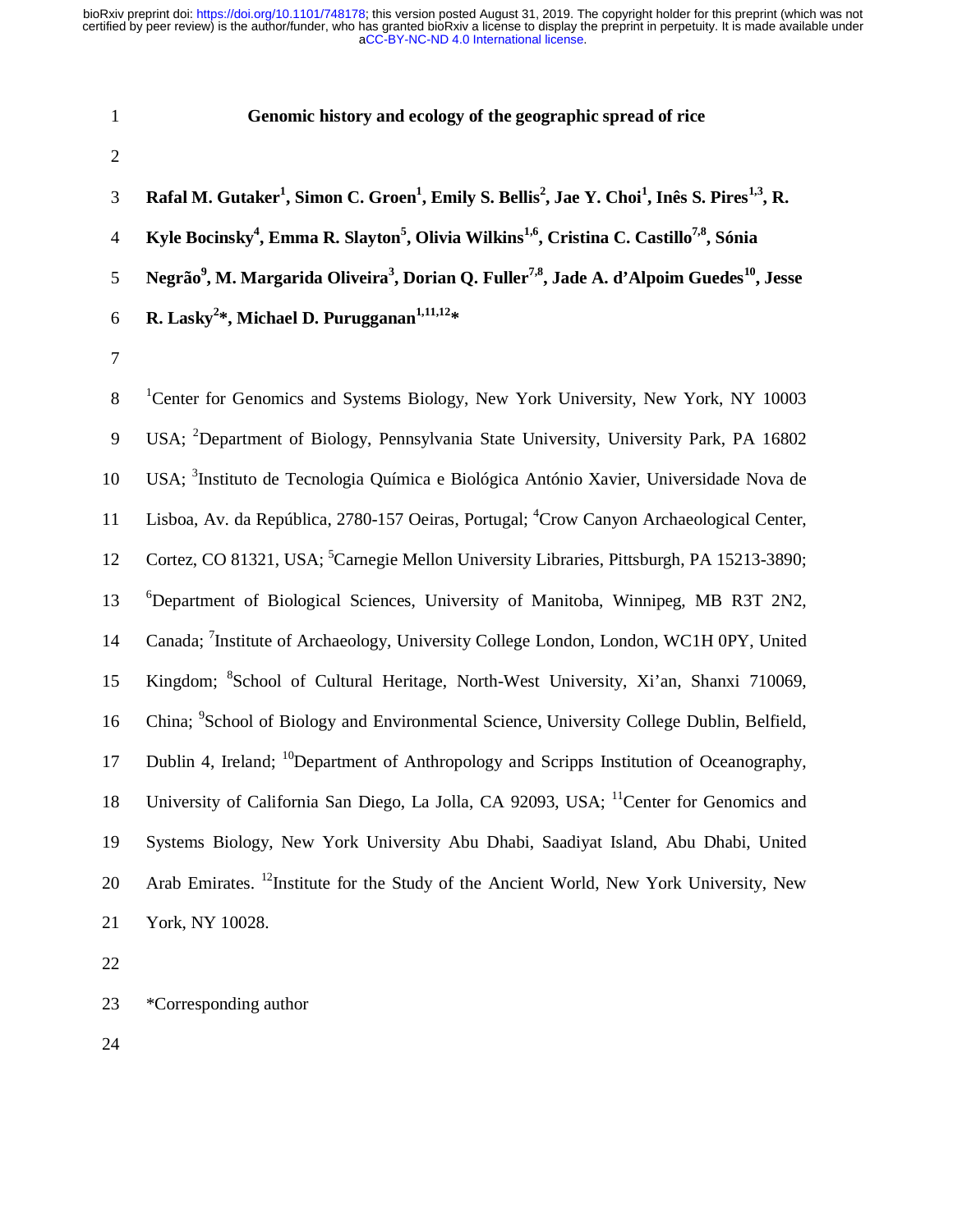# Genomic history and ecology of the geographic spread of rice

**Rafal M. Gutaker[1], Simon C. Groen[1], Emily S. Bellis[2], Jae Y. Choi[1], Inês S. Pires[1,3], R. Kyle Bocinsky[4], Emma R. Slayton[5], Olivia Wilkins[1,6], Cristina C. Castillo[7,8], Sónia Negrão[9], M. Margarida Oliveira[3], Dorian Q. Fuller[7,8], Jade A. d'Alpoim Guedes[10], Jesse R. Lasky[2]*, Michael D. Purugganan[1,11,12]***

[1]Center for Genomics and Systems Biology, New York University, New York, NY 10003 USA; [2]Department of Biology, Pennsylvania State University, University Park, PA 16802 USA; [3]Instituto de Tecnologia Química e Biológica António Xavier, Universidade Nova de Lisboa, Av. da República, 2780-157 Oeiras, Portugal; [4]Crow Canyon Archaeological Center, Cortez, CO 81321, USA; [5]Carnegie Mellon University Libraries, Pittsburgh, PA 15213-3890; [6]Department of Biological Sciences, University of Manitoba, Winnipeg, MB R3T 2N2, Canada; [7]Institute of Archaeology, University College London, London, WC1H 0PY, United Kingdom; [8]School of Cultural Heritage, North-West University, Xi'an, Shanxi 710069, China; [9]School of Biology and Environmental Science, University College Dublin, Belfield, Dublin 4, Ireland; [10]Department of Anthropology and Scripps Institution of Oceanography, University of California San Diego, La Jolla, CA 92093, USA; [11]Center for Genomics and Systems Biology, New York University Abu Dhabi, Saadiyat Island, Abu Dhabi, United Arab Emirates. [12]Institute for the Study of the Ancient World, New York University, New York, NY 10028.

*Corresponding author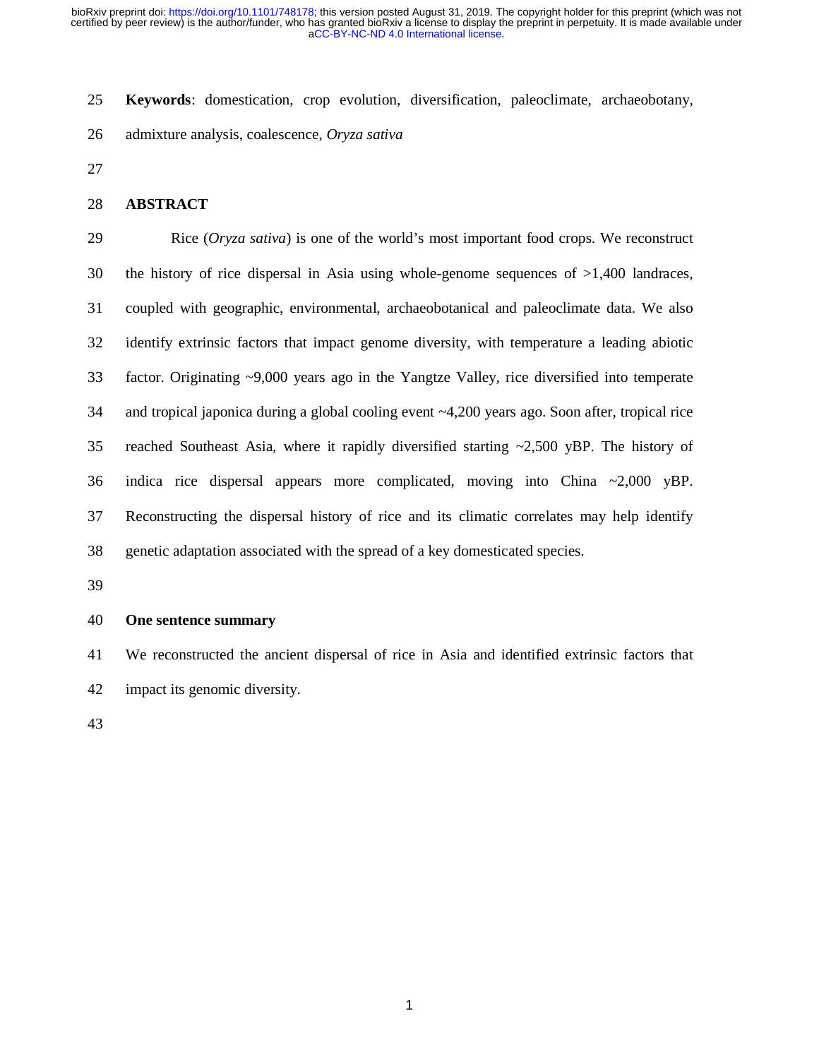**Keywords**: domestication, crop evolution, diversification, paleoclimate, archaeobotany, admixture analysis, coalescence, *Oryza sativa*

## ABSTRACT

Rice (*Oryza sativa*) is one of the world's most important food crops. We reconstruct the history of rice dispersal in Asia using whole-genome sequences of >1,400 landraces, coupled with geographic, environmental, archaeobotanical and paleoclimate data. We also identify extrinsic factors that impact genome diversity, with temperature a leading abiotic factor. Originating ~9,000 years ago in the Yangtze Valley, rice diversified into temperate and tropical japonica during a global cooling event ~4,200 years ago. Soon after, tropical rice reached Southeast Asia, where it rapidly diversified starting ~2,500 yBP. The history of indica rice dispersal appears more complicated, moving into China ~2,000 yBP. Reconstructing the dispersal history of rice and its climatic correlates may help identify genetic adaptation associated with the spread of a key domesticated species.

## One sentence summary

We reconstructed the ancient dispersal of rice in Asia and identified extrinsic factors that impact its genomic diversity.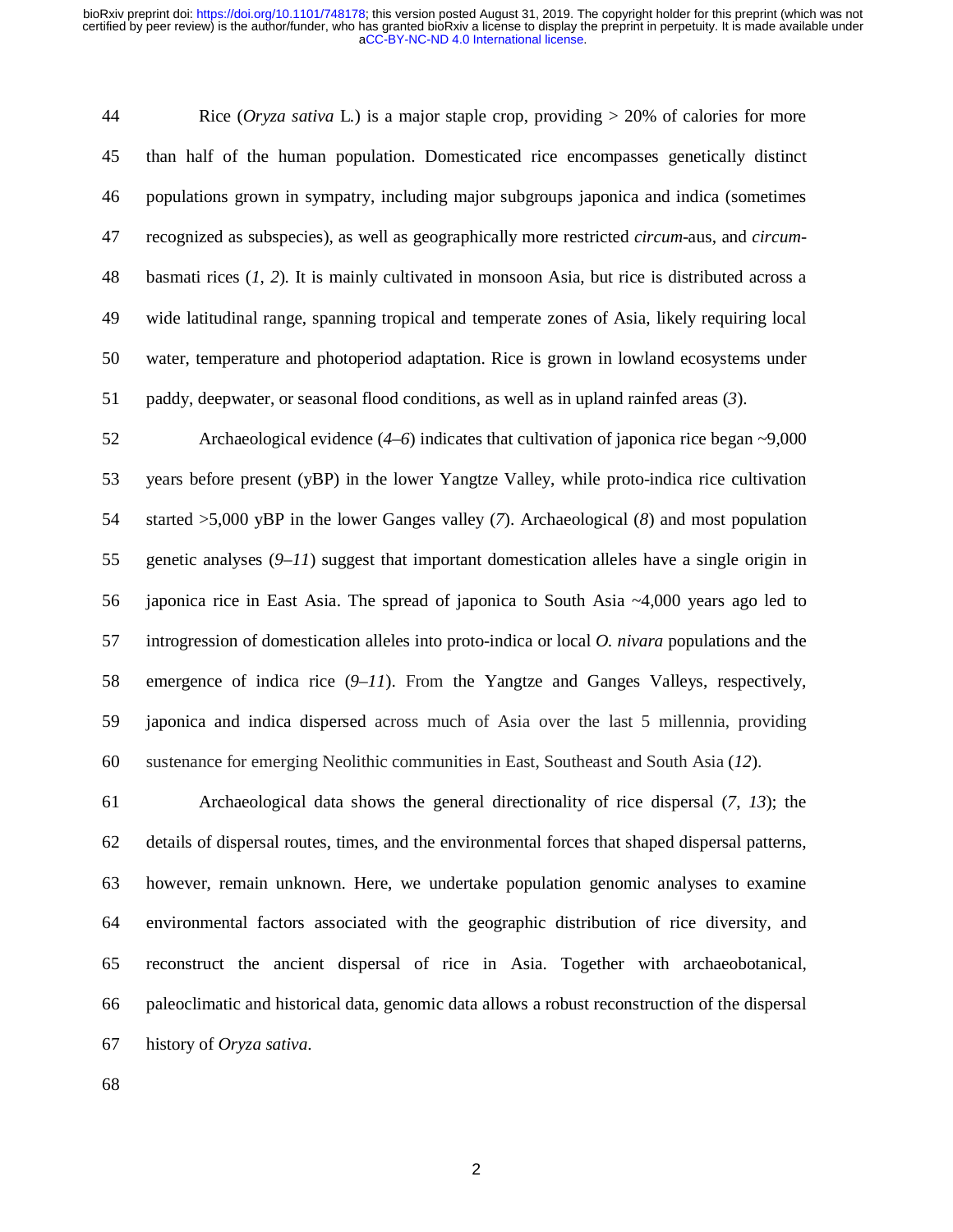Rice (*Oryza sativa* L.) is a major staple crop, providing > 20% of calories for more than half of the human population. Domesticated rice encompasses genetically distinct populations grown in sympatry, including major subgroups japonica and indica (sometimes recognized as subspecies), as well as geographically more restricted *circum*-aus, and *circum*-basmati rices (*1*, *2*). It is mainly cultivated in monsoon Asia, but rice is distributed across a wide latitudinal range, spanning tropical and temperate zones of Asia, likely requiring local water, temperature and photoperiod adaptation. Rice is grown in lowland ecosystems under paddy, deepwater, or seasonal flood conditions, as well as in upland rainfed areas (*3*).

Archaeological evidence (*4*–*6*) indicates that cultivation of japonica rice began ~9,000 years before present (yBP) in the lower Yangtze Valley, while proto-indica rice cultivation started >5,000 yBP in the lower Ganges valley (*7*). Archaeological (*8*) and most population genetic analyses (*9*–*11*) suggest that important domestication alleles have a single origin in japonica rice in East Asia. The spread of japonica to South Asia ~4,000 years ago led to introgression of domestication alleles into proto-indica or local *O. nivara* populations and the emergence of indica rice (*9*–*11*). From the Yangtze and Ganges Valleys, respectively, japonica and indica dispersed across much of Asia over the last 5 millennia, providing sustenance for emerging Neolithic communities in East, Southeast and South Asia (*12*).

Archaeological data shows the general directionality of rice dispersal (*7*, *13*); the details of dispersal routes, times, and the environmental forces that shaped dispersal patterns, however, remain unknown. Here, we undertake population genomic analyses to examine environmental factors associated with the geographic distribution of rice diversity, and reconstruct the ancient dispersal of rice in Asia. Together with archaeobotanical, paleoclimatic and historical data, genomic data allows a robust reconstruction of the dispersal history of *Oryza sativa*.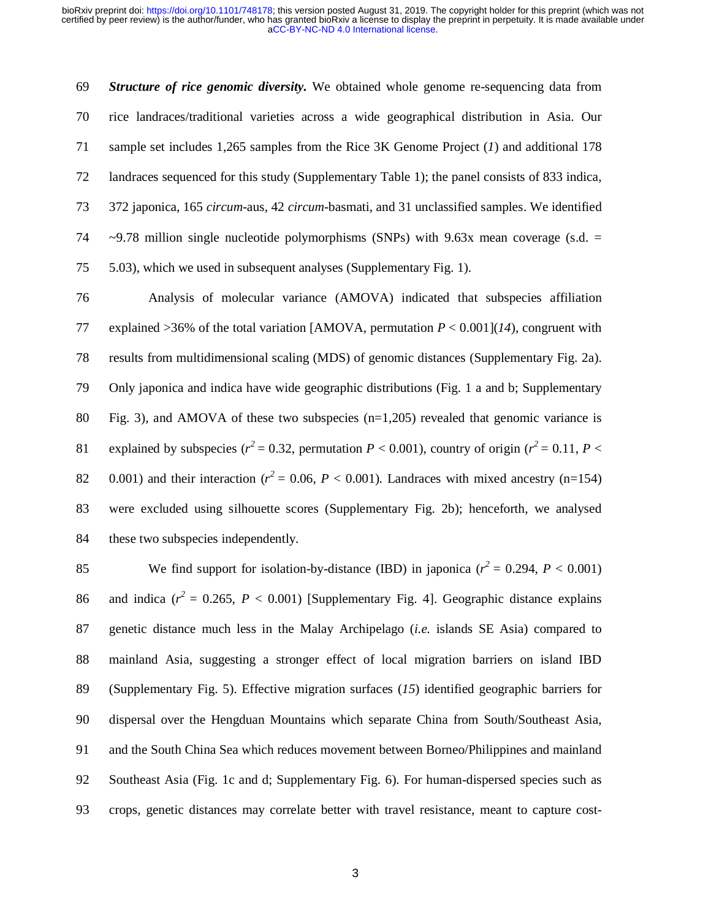**Structure of rice genomic diversity.** We obtained whole genome re-sequencing data from rice landraces/traditional varieties across a wide geographical distribution in Asia. Our sample set includes 1,265 samples from the Rice 3K Genome Project (*1*) and additional 178 landraces sequenced for this study (Supplementary Table 1); the panel consists of 833 indica, 372 japonica, 165 *circum*-aus, 42 *circum*-basmati, and 31 unclassified samples. We identified ~9.78 million single nucleotide polymorphisms (SNPs) with 9.63x mean coverage (s.d. = 5.03), which we used in subsequent analyses (Supplementary Fig. 1).

Analysis of molecular variance (AMOVA) indicated that subspecies affiliation explained >36% of the total variation [AMOVA, permutation $P < 0.001$](*14*), congruent with results from multidimensional scaling (MDS) of genomic distances (Supplementary Fig. 2a). Only japonica and indica have wide geographic distributions (Fig. 1 a and b; Supplementary Fig. 3), and AMOVA of these two subspecies (n=1,205) revealed that genomic variance is explained by subspecies ($r^2 = 0.32$, permutation $P < 0.001$), country of origin ($r^2 = 0.11$, $P < 0.001$) and their interaction ($r^2 = 0.06$, $P < 0.001$). Landraces with mixed ancestry (n=154) were excluded using silhouette scores (Supplementary Fig. 2b); henceforth, we analysed these two subspecies independently.

We find support for isolation-by-distance (IBD) in japonica ($r^2 = 0.294$, $P < 0.001$) and indica ($r^2 = 0.265$, $P < 0.001$) [Supplementary Fig. 4]. Geographic distance explains genetic distance much less in the Malay Archipelago (*i.e.* islands SE Asia) compared to mainland Asia, suggesting a stronger effect of local migration barriers on island IBD (Supplementary Fig. 5). Effective migration surfaces (*15*) identified geographic barriers for dispersal over the Hengduan Mountains which separate China from South/Southeast Asia, and the South China Sea which reduces movement between Borneo/Philippines and mainland Southeast Asia (Fig. 1c and d; Supplementary Fig. 6). For human-dispersed species such as crops, genetic distances may correlate better with travel resistance, meant to capture cost-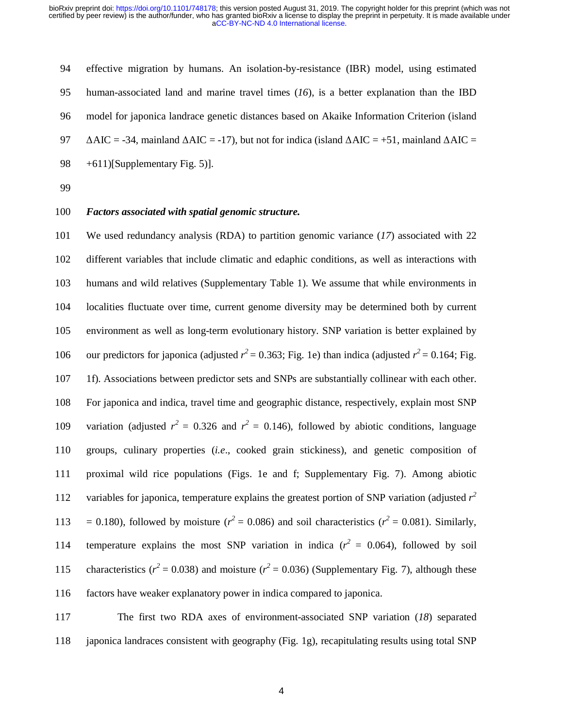effective migration by humans. An isolation-by-resistance (IBR) model, using estimated human-associated land and marine travel times (*16*), is a better explanation than the IBD model for japonica landrace genetic distances based on Akaike Information Criterion (island $\Delta$AIC = -34, mainland $\Delta$AIC = -17), but not for indica (island $\Delta$AIC = +51, mainland $\Delta$AIC = +611)[Supplementary Fig. 5)].

***Factors associated with spatial genomic structure.***

We used redundancy analysis (RDA) to partition genomic variance (*17*) associated with 22 different variables that include climatic and edaphic conditions, as well as interactions with humans and wild relatives (Supplementary Table 1). We assume that while environments in localities fluctuate over time, current genome diversity may be determined both by current environment as well as long-term evolutionary history. SNP variation is better explained by our predictors for japonica (adjusted $r^2 = 0.363$; Fig. 1e) than indica (adjusted $r^2 = 0.164$; Fig. 1f). Associations between predictor sets and SNPs are substantially collinear with each other. For japonica and indica, travel time and geographic distance, respectively, explain most SNP variation (adjusted $r^2 = 0.326$ and $r^2 = 0.146$), followed by abiotic conditions, language groups, culinary properties (*i.e*., cooked grain stickiness), and genetic composition of proximal wild rice populations (Figs. 1e and f; Supplementary Fig. 7). Among abiotic variables for japonica, temperature explains the greatest portion of SNP variation (adjusted $r^2 = 0.180$), followed by moisture ($r^2 = 0.086$) and soil characteristics ($r^2 = 0.081$). Similarly, temperature explains the most SNP variation in indica ($r^2 = 0.064$), followed by soil characteristics ($r^2 = 0.038$) and moisture ($r^2 = 0.036$) (Supplementary Fig. 7), although these factors have weaker explanatory power in indica compared to japonica.

The first two RDA axes of environment-associated SNP variation (*18*) separated japonica landraces consistent with geography (Fig. 1g), recapitulating results using total SNP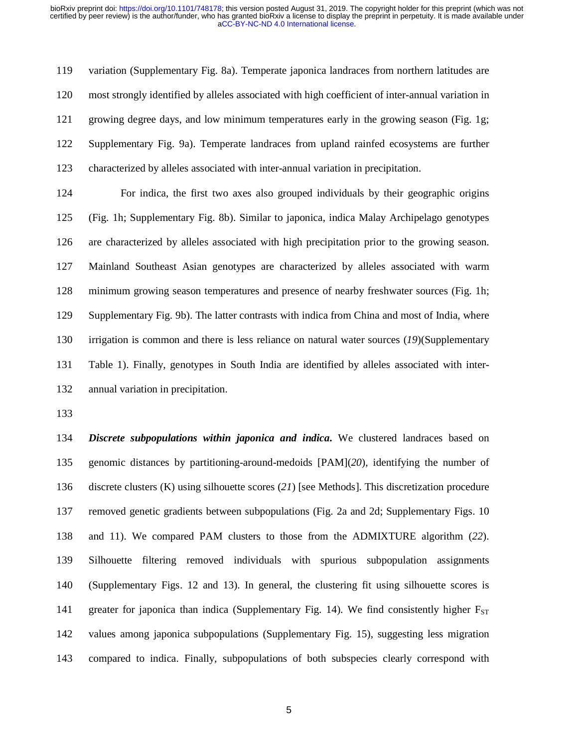variation (Supplementary Fig. 8a). Temperate japonica landraces from northern latitudes are most strongly identified by alleles associated with high coefficient of inter-annual variation in growing degree days, and low minimum temperatures early in the growing season (Fig. 1g; Supplementary Fig. 9a). Temperate landraces from upland rainfed ecosystems are further characterized by alleles associated with inter-annual variation in precipitation.

For indica, the first two axes also grouped individuals by their geographic origins (Fig. 1h; Supplementary Fig. 8b). Similar to japonica, indica Malay Archipelago genotypes are characterized by alleles associated with high precipitation prior to the growing season. Mainland Southeast Asian genotypes are characterized by alleles associated with warm minimum growing season temperatures and presence of nearby freshwater sources (Fig. 1h; Supplementary Fig. 9b). The latter contrasts with indica from China and most of India, where irrigation is common and there is less reliance on natural water sources (*19*)(Supplementary Table 1). Finally, genotypes in South India are identified by alleles associated with inter-annual variation in precipitation.

***Discrete subpopulations within japonica and indica.*** We clustered landraces based on genomic distances by partitioning-around-medoids [PAM](*20*), identifying the number of discrete clusters (K) using silhouette scores (*21*) [see Methods]. This discretization procedure removed genetic gradients between subpopulations (Fig. 2a and 2d; Supplementary Figs. 10 and 11). We compared PAM clusters to those from the ADMIXTURE algorithm (*22*). Silhouette filtering removed individuals with spurious subpopulation assignments (Supplementary Figs. 12 and 13). In general, the clustering fit using silhouette scores is greater for japonica than indica (Supplementary Fig. 14). We find consistently higher $F_{ST}$ values among japonica subpopulations (Supplementary Fig. 15), suggesting less migration compared to indica. Finally, subpopulations of both subspecies clearly correspond with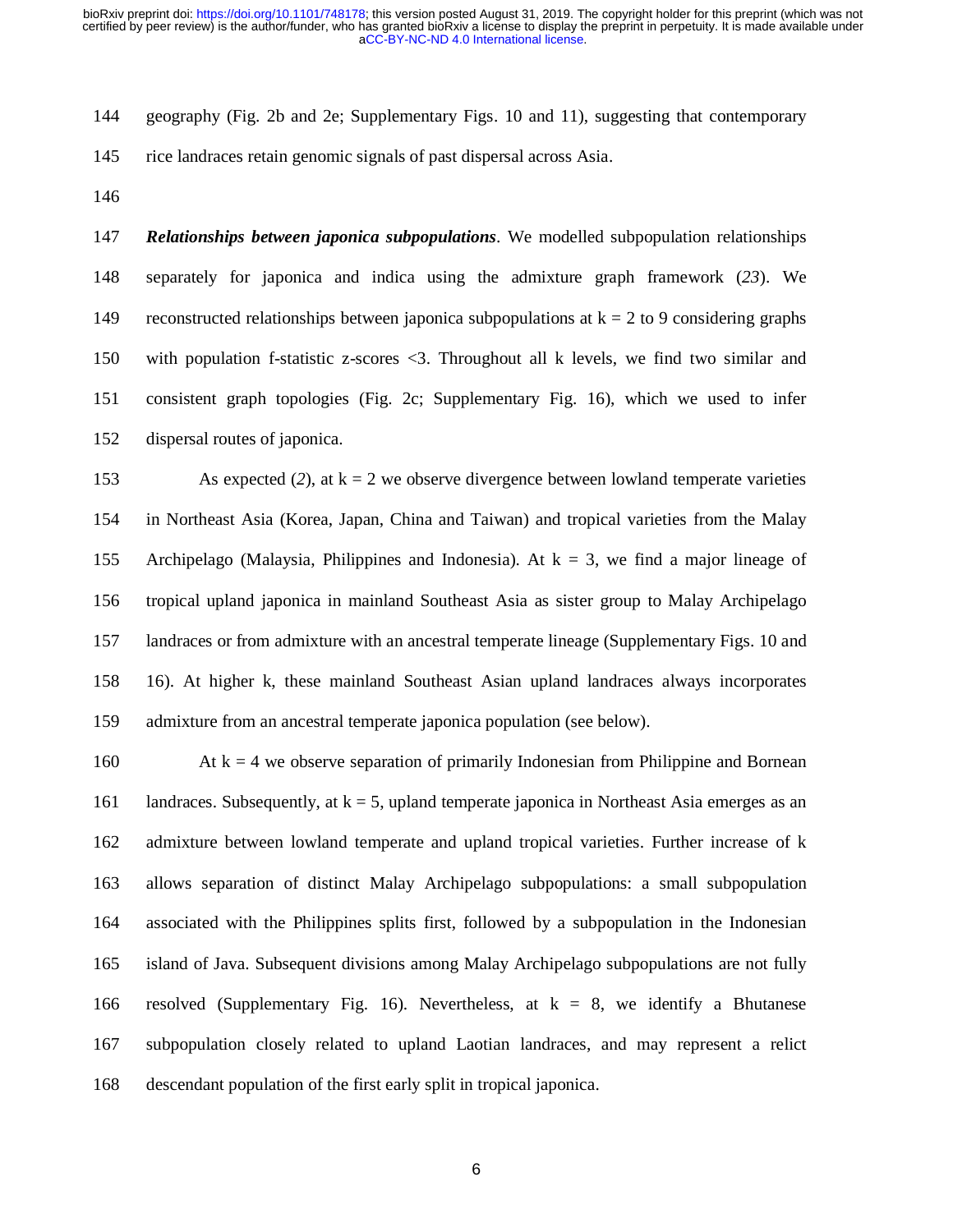geography (Fig. 2b and 2e; Supplementary Figs. 10 and 11), suggesting that contemporary rice landraces retain genomic signals of past dispersal across Asia.

***Relationships between japonica subpopulations***. We modelled subpopulation relationships separately for japonica and indica using the admixture graph framework (*23*). We reconstructed relationships between japonica subpopulations at k = 2 to 9 considering graphs with population f-statistic z-scores <3. Throughout all k levels, we find two similar and consistent graph topologies (Fig. 2c; Supplementary Fig. 16), which we used to infer dispersal routes of japonica.

As expected (*2*), at k = 2 we observe divergence between lowland temperate varieties in Northeast Asia (Korea, Japan, China and Taiwan) and tropical varieties from the Malay Archipelago (Malaysia, Philippines and Indonesia). At k = 3, we find a major lineage of tropical upland japonica in mainland Southeast Asia as sister group to Malay Archipelago landraces or from admixture with an ancestral temperate lineage (Supplementary Figs. 10 and 16). At higher k, these mainland Southeast Asian upland landraces always incorporates admixture from an ancestral temperate japonica population (see below).

At k = 4 we observe separation of primarily Indonesian from Philippine and Bornean landraces. Subsequently, at k = 5, upland temperate japonica in Northeast Asia emerges as an admixture between lowland temperate and upland tropical varieties. Further increase of k allows separation of distinct Malay Archipelago subpopulations: a small subpopulation associated with the Philippines splits first, followed by a subpopulation in the Indonesian island of Java. Subsequent divisions among Malay Archipelago subpopulations are not fully resolved (Supplementary Fig. 16). Nevertheless, at k = 8, we identify a Bhutanese subpopulation closely related to upland Laotian landraces, and may represent a relict descendant population of the first early split in tropical japonica.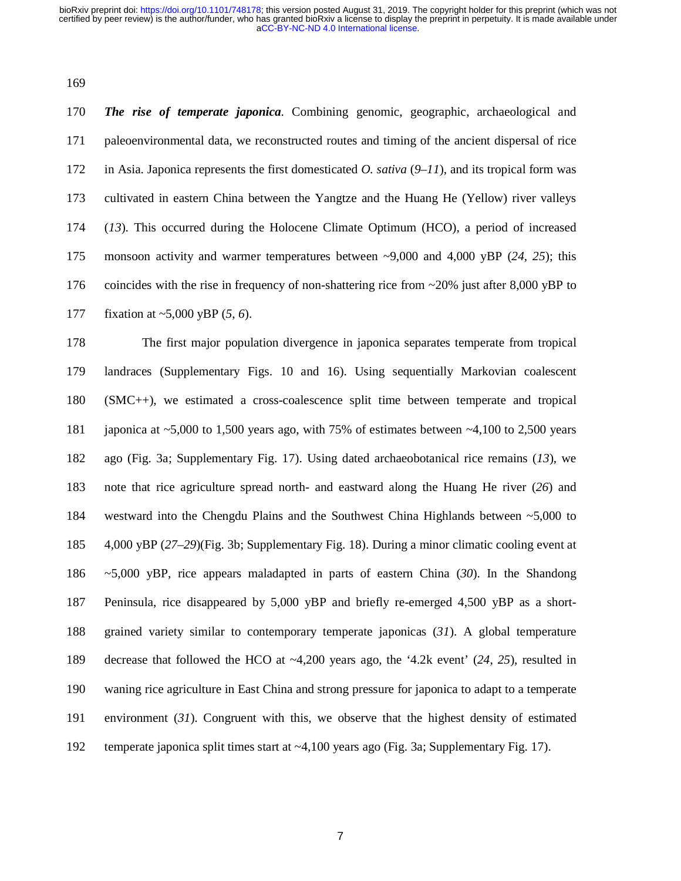***The rise of temperate japonica*.** Combining genomic, geographic, archaeological and paleoenvironmental data, we reconstructed routes and timing of the ancient dispersal of rice in Asia. Japonica represents the first domesticated *O. sativa* (*9*–*11*), and its tropical form was cultivated in eastern China between the Yangtze and the Huang He (Yellow) river valleys (*13*). This occurred during the Holocene Climate Optimum (HCO), a period of increased monsoon activity and warmer temperatures between ~9,000 and 4,000 yBP (*24*, *25*); this coincides with the rise in frequency of non-shattering rice from ~20% just after 8,000 yBP to fixation at ~5,000 yBP (*5*, *6*).

The first major population divergence in japonica separates temperate from tropical landraces (Supplementary Figs. 10 and 16). Using sequentially Markovian coalescent (SMC++), we estimated a cross-coalescence split time between temperate and tropical japonica at ~5,000 to 1,500 years ago, with 75% of estimates between ~4,100 to 2,500 years ago (Fig. 3a; Supplementary Fig. 17). Using dated archaeobotanical rice remains (*13*), we note that rice agriculture spread north- and eastward along the Huang He river (*26*) and westward into the Chengdu Plains and the Southwest China Highlands between ~5,000 to 4,000 yBP (*27*–*29*)(Fig. 3b; Supplementary Fig. 18). During a minor climatic cooling event at ~5,000 yBP, rice appears maladapted in parts of eastern China (*30*). In the Shandong Peninsula, rice disappeared by 5,000 yBP and briefly re-emerged 4,500 yBP as a short-grained variety similar to contemporary temperate japonicas (*31*). A global temperature decrease that followed the HCO at ~4,200 years ago, the '4.2k event' (*24*, *25*), resulted in waning rice agriculture in East China and strong pressure for japonica to adapt to a temperate environment (*31*). Congruent with this, we observe that the highest density of estimated temperate japonica split times start at ~4,100 years ago (Fig. 3a; Supplementary Fig. 17).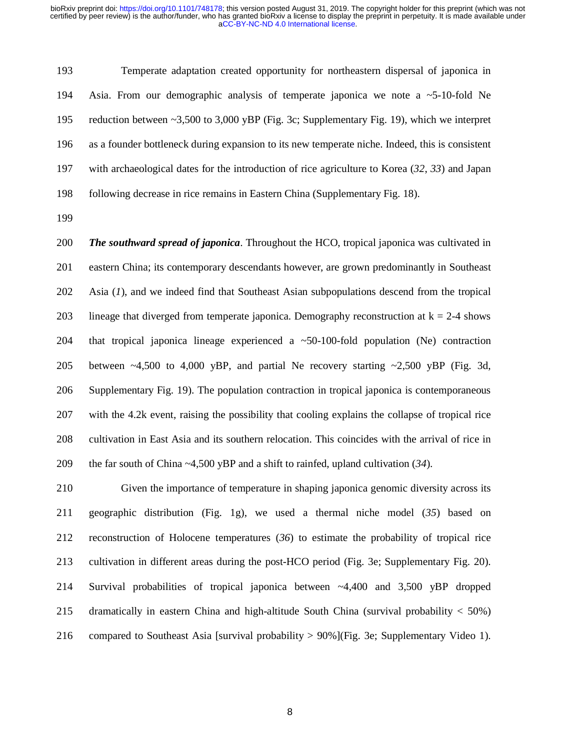Temperate adaptation created opportunity for northeastern dispersal of japonica in Asia. From our demographic analysis of temperate japonica we note a ~5-10-fold Ne reduction between ~3,500 to 3,000 yBP (Fig. 3c; Supplementary Fig. 19), which we interpret as a founder bottleneck during expansion to its new temperate niche. Indeed, this is consistent with archaeological dates for the introduction of rice agriculture to Korea (*32*, *33*) and Japan following decrease in rice remains in Eastern China (Supplementary Fig. 18).

***The southward spread of japonica***. Throughout the HCO, tropical japonica was cultivated in eastern China; its contemporary descendants however, are grown predominantly in Southeast Asia (*1*), and we indeed find that Southeast Asian subpopulations descend from the tropical lineage that diverged from temperate japonica. Demography reconstruction at k = 2-4 shows that tropical japonica lineage experienced a ~50-100-fold population (Ne) contraction between ~4,500 to 4,000 yBP, and partial Ne recovery starting ~2,500 yBP (Fig. 3d, Supplementary Fig. 19). The population contraction in tropical japonica is contemporaneous with the 4.2k event, raising the possibility that cooling explains the collapse of tropical rice cultivation in East Asia and its southern relocation. This coincides with the arrival of rice in the far south of China ~4,500 yBP and a shift to rainfed, upland cultivation (*34*).

Given the importance of temperature in shaping japonica genomic diversity across its geographic distribution (Fig. 1g), we used a thermal niche model (*35*) based on reconstruction of Holocene temperatures (*36*) to estimate the probability of tropical rice cultivation in different areas during the post-HCO period (Fig. 3e; Supplementary Fig. 20). Survival probabilities of tropical japonica between ~4,400 and 3,500 yBP dropped dramatically in eastern China and high-altitude South China (survival probability < 50%) compared to Southeast Asia [survival probability > 90%](Fig. 3e; Supplementary Video 1).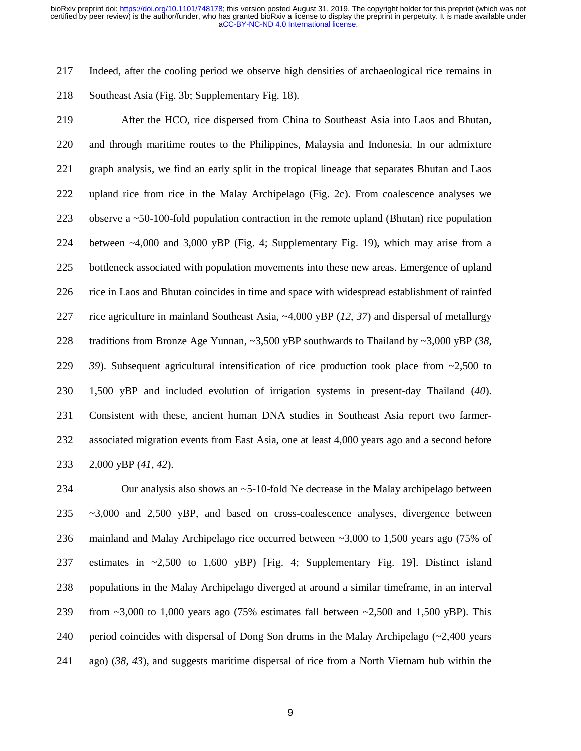Indeed, after the cooling period we observe high densities of archaeological rice remains in Southeast Asia (Fig. 3b; Supplementary Fig. 18).

After the HCO, rice dispersed from China to Southeast Asia into Laos and Bhutan, and through maritime routes to the Philippines, Malaysia and Indonesia. In our admixture graph analysis, we find an early split in the tropical lineage that separates Bhutan and Laos upland rice from rice in the Malay Archipelago (Fig. 2c). From coalescence analyses we observe a ~50-100-fold population contraction in the remote upland (Bhutan) rice population between ~4,000 and 3,000 yBP (Fig. 4; Supplementary Fig. 19), which may arise from a bottleneck associated with population movements into these new areas. Emergence of upland rice in Laos and Bhutan coincides in time and space with widespread establishment of rainfed rice agriculture in mainland Southeast Asia, ~4,000 yBP (*12*, *37*) and dispersal of metallurgy traditions from Bronze Age Yunnan, ~3,500 yBP southwards to Thailand by ~3,000 yBP (*38*, *39*). Subsequent agricultural intensification of rice production took place from ~2,500 to 1,500 yBP and included evolution of irrigation systems in present-day Thailand (*40*). Consistent with these, ancient human DNA studies in Southeast Asia report two farmer-associated migration events from East Asia, one at least 4,000 years ago and a second before 2,000 yBP (*41*, *42*).

Our analysis also shows an ~5-10-fold Ne decrease in the Malay archipelago between ~3,000 and 2,500 yBP, and based on cross-coalescence analyses, divergence between mainland and Malay Archipelago rice occurred between ~3,000 to 1,500 years ago (75% of estimates in ~2,500 to 1,600 yBP) [Fig. 4; Supplementary Fig. 19]. Distinct island populations in the Malay Archipelago diverged at around a similar timeframe, in an interval from ~3,000 to 1,000 years ago (75% estimates fall between ~2,500 and 1,500 yBP). This period coincides with dispersal of Dong Son drums in the Malay Archipelago (~2,400 years ago) (*38*, *43*), and suggests maritime dispersal of rice from a North Vietnam hub within the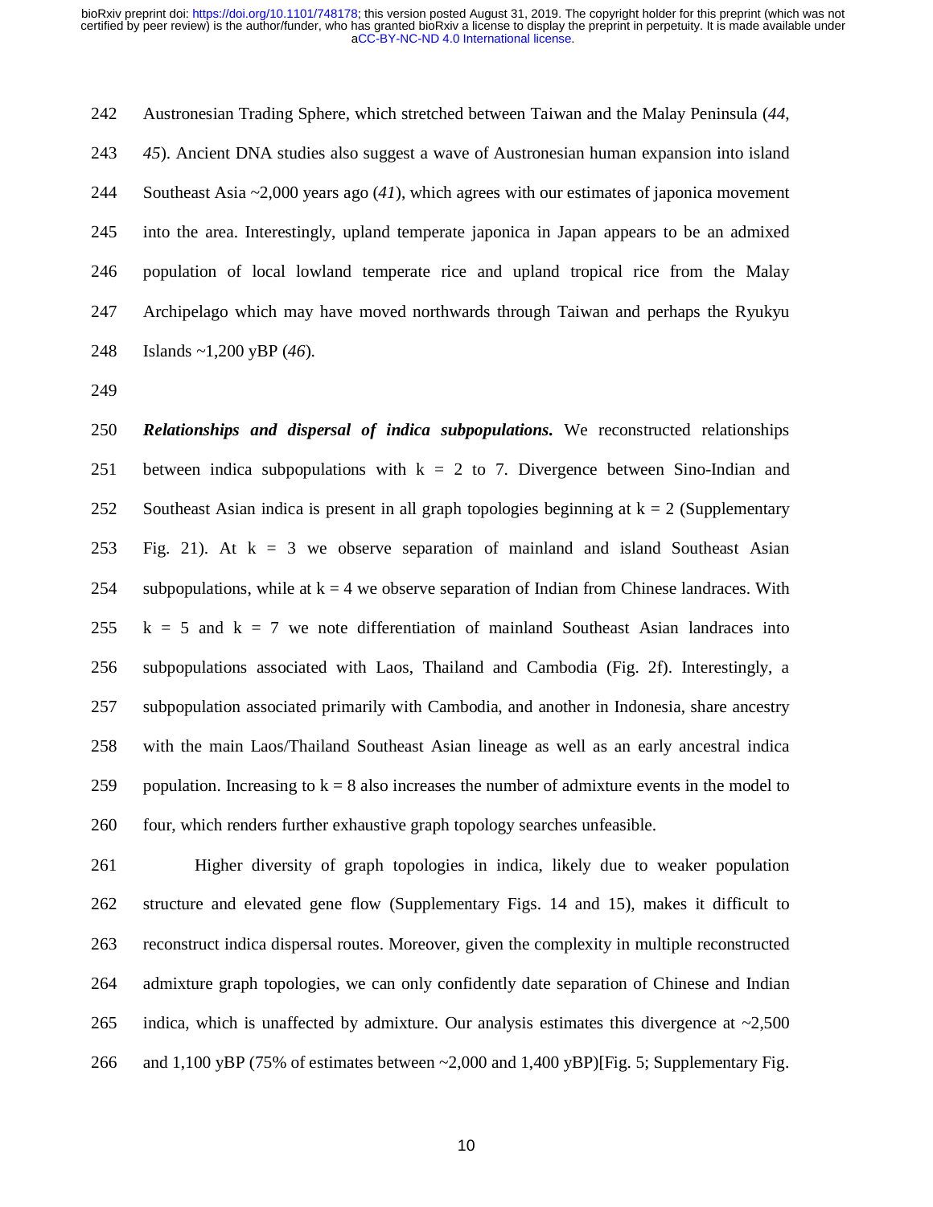Austronesian Trading Sphere, which stretched between Taiwan and the Malay Peninsula (*44*, *45*). Ancient DNA studies also suggest a wave of Austronesian human expansion into island Southeast Asia ~2,000 years ago (*41*), which agrees with our estimates of japonica movement into the area. Interestingly, upland temperate japonica in Japan appears to be an admixed population of local lowland temperate rice and upland tropical rice from the Malay Archipelago which may have moved northwards through Taiwan and perhaps the Ryukyu Islands ~1,200 yBP (*46*).

***Relationships and dispersal of indica subpopulations.*** We reconstructed relationships between indica subpopulations with k = 2 to 7. Divergence between Sino-Indian and Southeast Asian indica is present in all graph topologies beginning at k = 2 (Supplementary Fig. 21). At k = 3 we observe separation of mainland and island Southeast Asian subpopulations, while at k = 4 we observe separation of Indian from Chinese landraces. With k = 5 and k = 7 we note differentiation of mainland Southeast Asian landraces into subpopulations associated with Laos, Thailand and Cambodia (Fig. 2f). Interestingly, a subpopulation associated primarily with Cambodia, and another in Indonesia, share ancestry with the main Laos/Thailand Southeast Asian lineage as well as an early ancestral indica population. Increasing to k = 8 also increases the number of admixture events in the model to four, which renders further exhaustive graph topology searches unfeasible.

Higher diversity of graph topologies in indica, likely due to weaker population structure and elevated gene flow (Supplementary Figs. 14 and 15), makes it difficult to reconstruct indica dispersal routes. Moreover, given the complexity in multiple reconstructed admixture graph topologies, we can only confidently date separation of Chinese and Indian indica, which is unaffected by admixture. Our analysis estimates this divergence at ~2,500 and 1,100 yBP (75% of estimates between ~2,000 and 1,400 yBP)[Fig. 5; Supplementary Fig.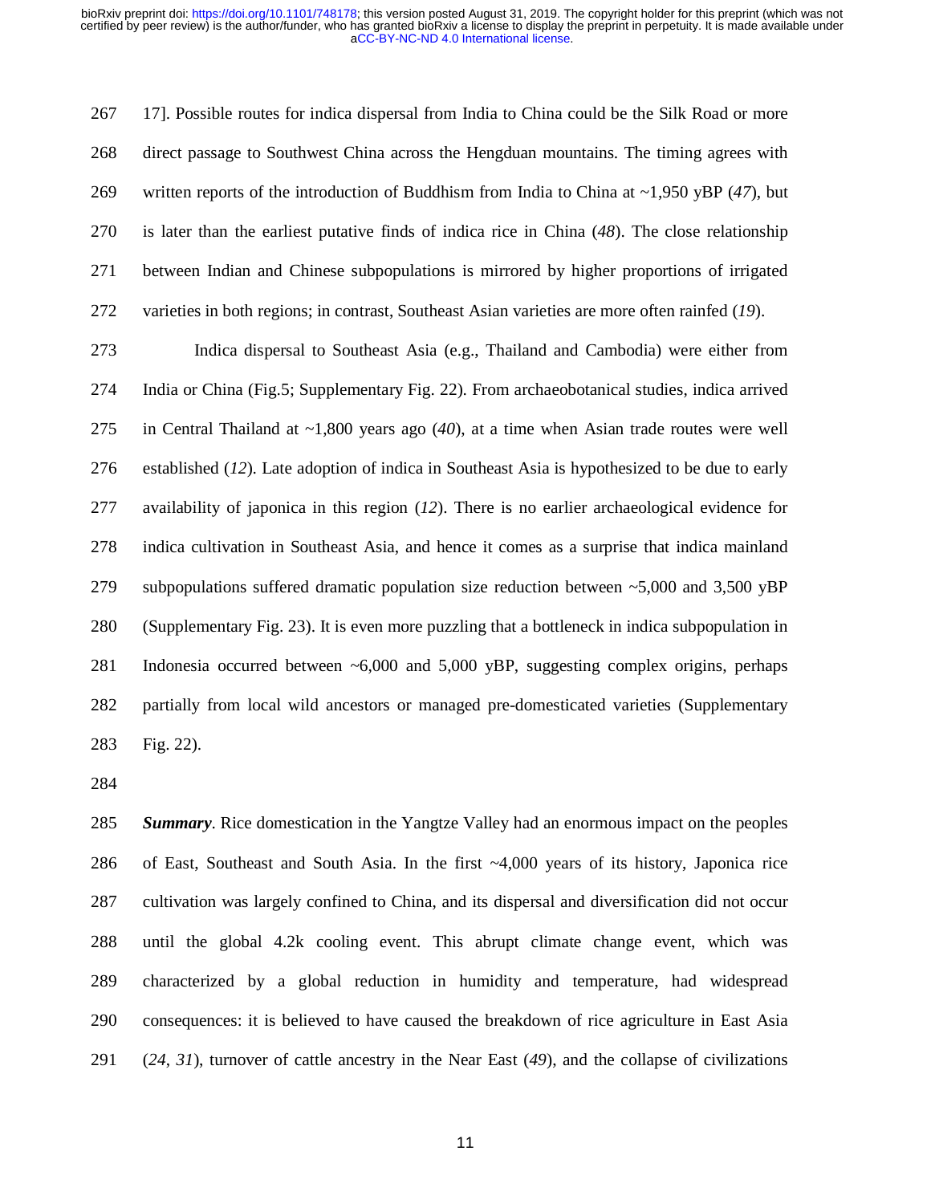17]. Possible routes for indica dispersal from India to China could be the Silk Road or more direct passage to Southwest China across the Hengduan mountains. The timing agrees with written reports of the introduction of Buddhism from India to China at ~1,950 yBP (*47*), but is later than the earliest putative finds of indica rice in China (*48*). The close relationship between Indian and Chinese subpopulations is mirrored by higher proportions of irrigated varieties in both regions; in contrast, Southeast Asian varieties are more often rainfed (*19*).

Indica dispersal to Southeast Asia (e.g., Thailand and Cambodia) were either from India or China (Fig.5; Supplementary Fig. 22). From archaeobotanical studies, indica arrived in Central Thailand at ~1,800 years ago (*40*), at a time when Asian trade routes were well established (*12*). Late adoption of indica in Southeast Asia is hypothesized to be due to early availability of japonica in this region (*12*). There is no earlier archaeological evidence for indica cultivation in Southeast Asia, and hence it comes as a surprise that indica mainland subpopulations suffered dramatic population size reduction between ~5,000 and 3,500 yBP (Supplementary Fig. 23). It is even more puzzling that a bottleneck in indica subpopulation in Indonesia occurred between ~6,000 and 5,000 yBP, suggesting complex origins, perhaps partially from local wild ancestors or managed pre-domesticated varieties (Supplementary Fig. 22).

***Summary***. Rice domestication in the Yangtze Valley had an enormous impact on the peoples of East, Southeast and South Asia. In the first ~4,000 years of its history, Japonica rice cultivation was largely confined to China, and its dispersal and diversification did not occur until the global 4.2k cooling event. This abrupt climate change event, which was characterized by a global reduction in humidity and temperature, had widespread consequences: it is believed to have caused the breakdown of rice agriculture in East Asia (*24*, *31*), turnover of cattle ancestry in the Near East (*49*), and the collapse of civilizations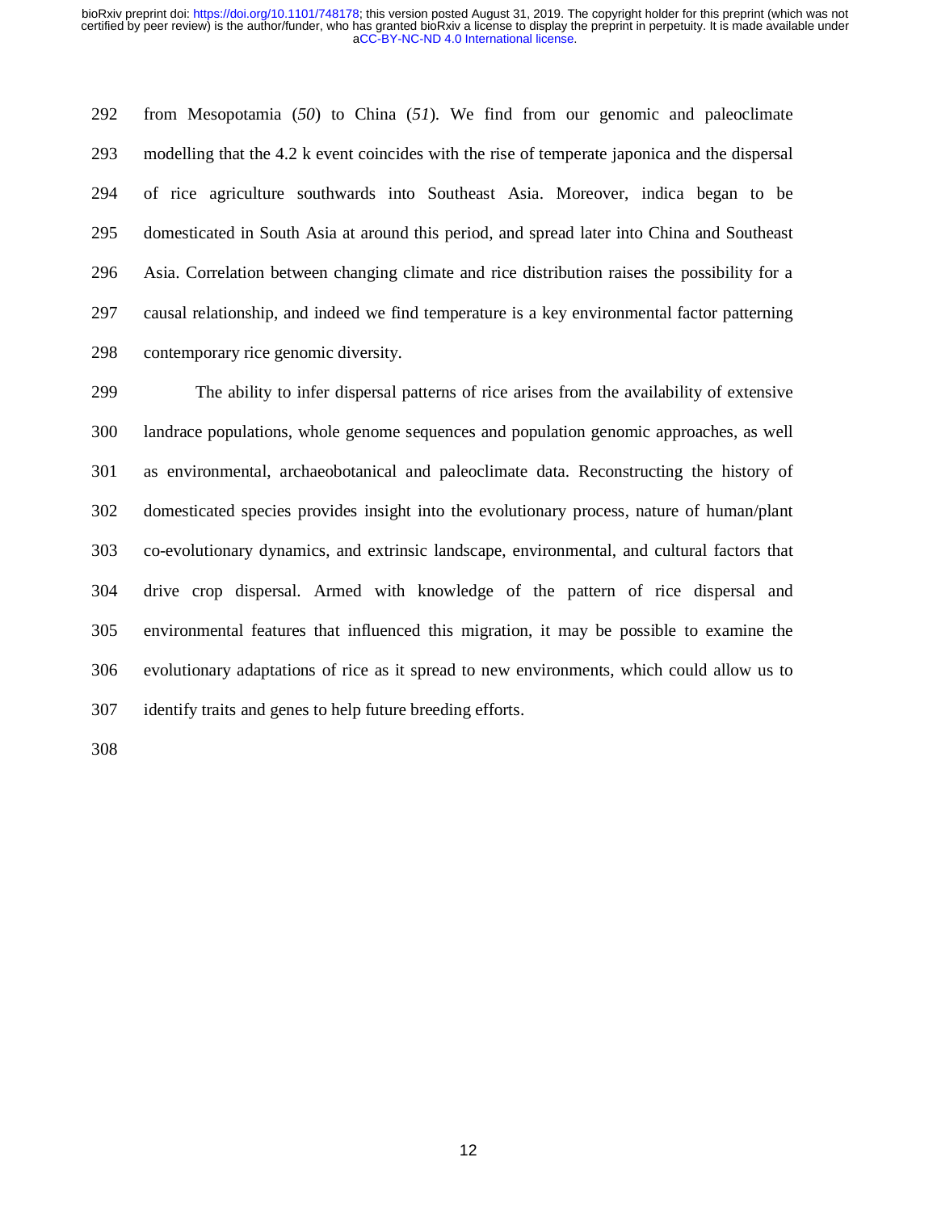from Mesopotamia (*50*) to China (*51*). We find from our genomic and paleoclimate modelling that the 4.2 k event coincides with the rise of temperate japonica and the dispersal of rice agriculture southwards into Southeast Asia. Moreover, indica began to be domesticated in South Asia at around this period, and spread later into China and Southeast Asia. Correlation between changing climate and rice distribution raises the possibility for a causal relationship, and indeed we find temperature is a key environmental factor patterning contemporary rice genomic diversity.

The ability to infer dispersal patterns of rice arises from the availability of extensive landrace populations, whole genome sequences and population genomic approaches, as well as environmental, archaeobotanical and paleoclimate data. Reconstructing the history of domesticated species provides insight into the evolutionary process, nature of human/plant co-evolutionary dynamics, and extrinsic landscape, environmental, and cultural factors that drive crop dispersal. Armed with knowledge of the pattern of rice dispersal and environmental features that influenced this migration, it may be possible to examine the evolutionary adaptations of rice as it spread to new environments, which could allow us to identify traits and genes to help future breeding efforts.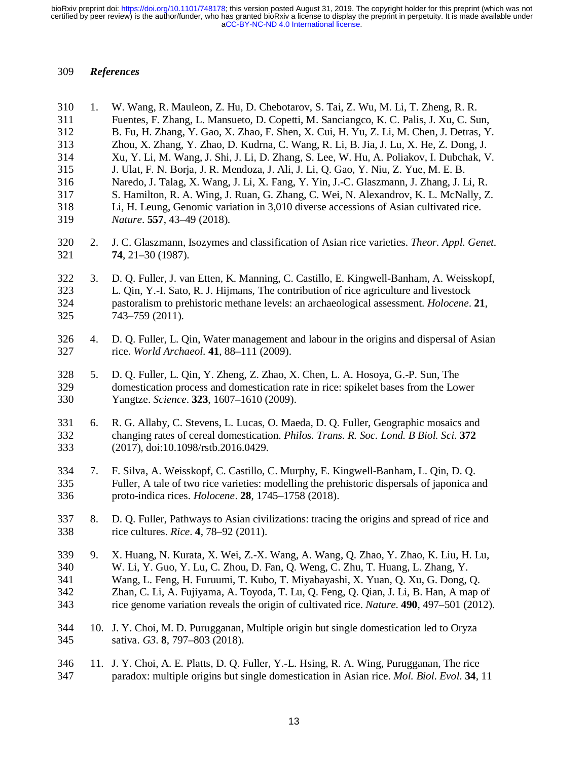## *References*

1. W. Wang, R. Mauleon, Z. Hu, D. Chebotarov, S. Tai, Z. Wu, M. Li, T. Zheng, R. R. Fuentes, F. Zhang, L. Mansueto, D. Copetti, M. Sanciangco, K. C. Palis, J. Xu, C. Sun, B. Fu, H. Zhang, Y. Gao, X. Zhao, F. Shen, X. Cui, H. Yu, Z. Li, M. Chen, J. Detras, Y. Zhou, X. Zhang, Y. Zhao, D. Kudrna, C. Wang, R. Li, B. Jia, J. Lu, X. He, Z. Dong, J. Xu, Y. Li, M. Wang, J. Shi, J. Li, D. Zhang, S. Lee, W. Hu, A. Poliakov, I. Dubchak, V. J. Ulat, F. N. Borja, J. R. Mendoza, J. Ali, J. Li, Q. Gao, Y. Niu, Z. Yue, M. E. B. Naredo, J. Talag, X. Wang, J. Li, X. Fang, Y. Yin, J.-C. Glaszmann, J. Zhang, J. Li, R. S. Hamilton, R. A. Wing, J. Ruan, G. Zhang, C. Wei, N. Alexandrov, K. L. McNally, Z. Li, H. Leung, Genomic variation in 3,010 diverse accessions of Asian cultivated rice. *Nature*. **557**, 43–49 (2018).

2. J. C. Glaszmann, Isozymes and classification of Asian rice varieties. *Theor. Appl. Genet.* **74**, 21–30 (1987).

3. D. Q. Fuller, J. van Etten, K. Manning, C. Castillo, E. Kingwell-Banham, A. Weisskopf, L. Qin, Y.-I. Sato, R. J. Hijmans, The contribution of rice agriculture and livestock pastoralism to prehistoric methane levels: an archaeological assessment. *Holocene*. **21**, 743–759 (2011).

4. D. Q. Fuller, L. Qin, Water management and labour in the origins and dispersal of Asian rice. *World Archaeol*. **41**, 88–111 (2009).

5. D. Q. Fuller, L. Qin, Y. Zheng, Z. Zhao, X. Chen, L. A. Hosoya, G.-P. Sun, The domestication process and domestication rate in rice: spikelet bases from the Lower Yangtze. *Science*. **323**, 1607–1610 (2009).

6. R. G. Allaby, C. Stevens, L. Lucas, O. Maeda, D. Q. Fuller, Geographic mosaics and changing rates of cereal domestication. *Philos. Trans. R. Soc. Lond. B Biol. Sci*. **372** (2017), doi:10.1098/rstb.2016.0429.

7. F. Silva, A. Weisskopf, C. Castillo, C. Murphy, E. Kingwell-Banham, L. Qin, D. Q. Fuller, A tale of two rice varieties: modelling the prehistoric dispersals of japonica and proto-indica rices. *Holocene*. **28**, 1745–1758 (2018).

8. D. Q. Fuller, Pathways to Asian civilizations: tracing the origins and spread of rice and rice cultures. *Rice*. **4**, 78–92 (2011).

9. X. Huang, N. Kurata, X. Wei, Z.-X. Wang, A. Wang, Q. Zhao, Y. Zhao, K. Liu, H. Lu, W. Li, Y. Guo, Y. Lu, C. Zhou, D. Fan, Q. Weng, C. Zhu, T. Huang, L. Zhang, Y. Wang, L. Feng, H. Furuumi, T. Kubo, T. Miyabayashi, X. Yuan, Q. Xu, G. Dong, Q. Zhan, C. Li, A. Fujiyama, A. Toyoda, T. Lu, Q. Feng, Q. Qian, J. Li, B. Han, A map of rice genome variation reveals the origin of cultivated rice. *Nature*. **490**, 497–501 (2012).

10. J. Y. Choi, M. D. Purugganan, Multiple origin but single domestication led to Oryza sativa. *G3*. **8**, 797–803 (2018).

11. J. Y. Choi, A. E. Platts, D. Q. Fuller, Y.-L. Hsing, R. A. Wing, Purugganan, The rice paradox: multiple origins but single domestication in Asian rice. *Mol. Biol. Evol*. **34**, 11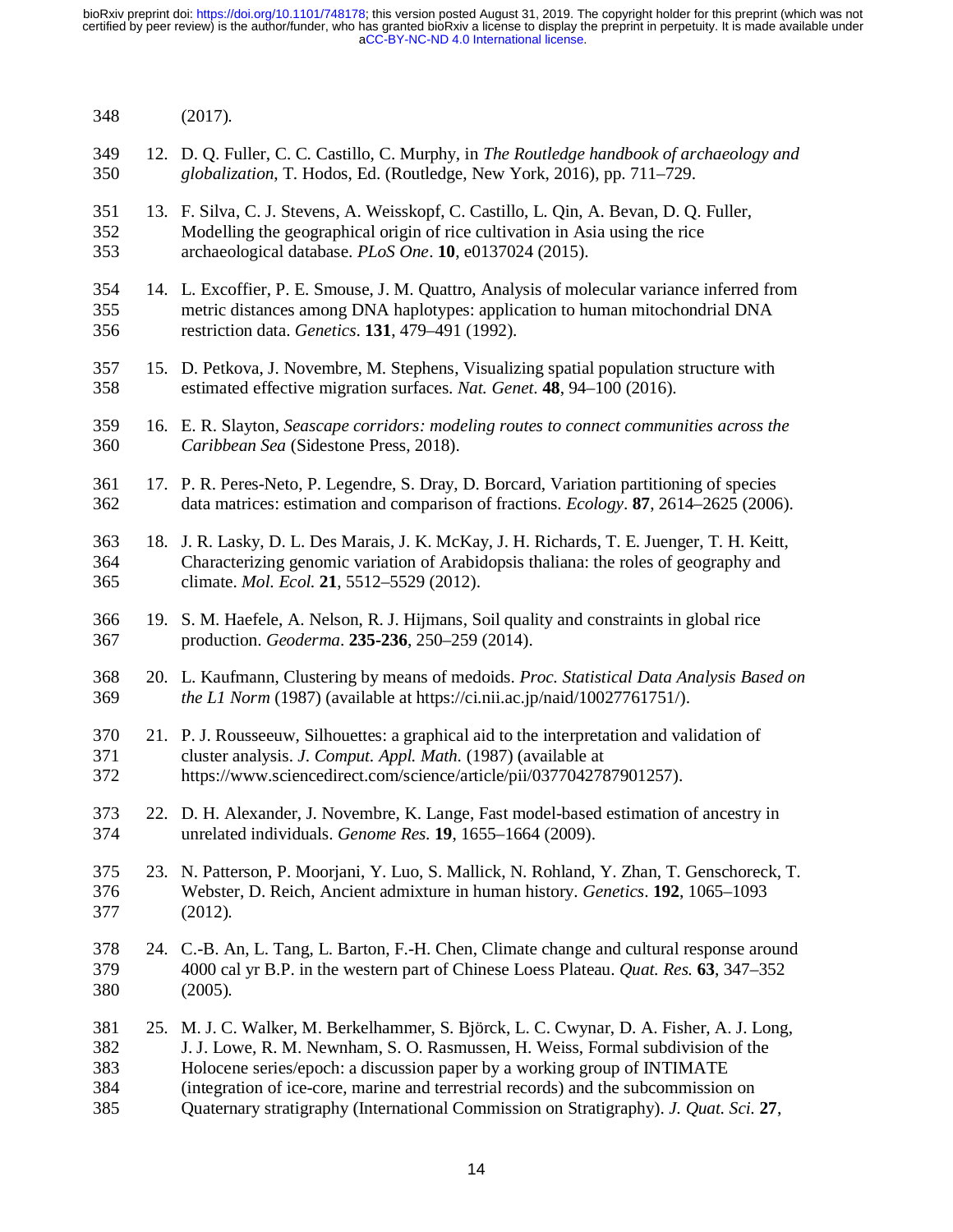(2017).

12. D. Q. Fuller, C. C. Castillo, C. Murphy, in *The Routledge handbook of archaeology and globalization*, T. Hodos, Ed. (Routledge, New York, 2016), pp. 711–729.

13. F. Silva, C. J. Stevens, A. Weisskopf, C. Castillo, L. Qin, A. Bevan, D. Q. Fuller, Modelling the geographical origin of rice cultivation in Asia using the rice archaeological database. *PLoS One*. **10**, e0137024 (2015).

14. L. Excoffier, P. E. Smouse, J. M. Quattro, Analysis of molecular variance inferred from metric distances among DNA haplotypes: application to human mitochondrial DNA restriction data. *Genetics*. **131**, 479–491 (1992).

15. D. Petkova, J. Novembre, M. Stephens, Visualizing spatial population structure with estimated effective migration surfaces. *Nat. Genet.* **48**, 94–100 (2016).

16. E. R. Slayton, *Seascape corridors: modeling routes to connect communities across the Caribbean Sea* (Sidestone Press, 2018).

17. P. R. Peres-Neto, P. Legendre, S. Dray, D. Borcard, Variation partitioning of species data matrices: estimation and comparison of fractions. *Ecology*. **87**, 2614–2625 (2006).

18. J. R. Lasky, D. L. Des Marais, J. K. McKay, J. H. Richards, T. E. Juenger, T. H. Keitt, Characterizing genomic variation of Arabidopsis thaliana: the roles of geography and climate. *Mol. Ecol.* **21**, 5512–5529 (2012).

19. S. M. Haefele, A. Nelson, R. J. Hijmans, Soil quality and constraints in global rice production. *Geoderma*. **235-236**, 250–259 (2014).

20. L. Kaufmann, Clustering by means of medoids. *Proc. Statistical Data Analysis Based on the L1 Norm* (1987) (available at https://ci.nii.ac.jp/naid/10027761751/).

21. P. J. Rousseeuw, Silhouettes: a graphical aid to the interpretation and validation of cluster analysis. *J. Comput. Appl. Math.* (1987) (available at https://www.sciencedirect.com/science/article/pii/0377042787901257).

22. D. H. Alexander, J. Novembre, K. Lange, Fast model-based estimation of ancestry in unrelated individuals. *Genome Res.* **19**, 1655–1664 (2009).

23. N. Patterson, P. Moorjani, Y. Luo, S. Mallick, N. Rohland, Y. Zhan, T. Genschoreck, T. Webster, D. Reich, Ancient admixture in human history. *Genetics*. **192**, 1065–1093 (2012).

24. C.-B. An, L. Tang, L. Barton, F.-H. Chen, Climate change and cultural response around 4000 cal yr B.P. in the western part of Chinese Loess Plateau. *Quat. Res.* **63**, 347–352 (2005).

25. M. J. C. Walker, M. Berkelhammer, S. Björck, L. C. Cwynar, D. A. Fisher, A. J. Long, J. J. Lowe, R. M. Newnham, S. O. Rasmussen, H. Weiss, Formal subdivision of the Holocene series/epoch: a discussion paper by a working group of INTIMATE (integration of ice-core, marine and terrestrial records) and the subcommission on Quaternary stratigraphy (International Commission on Stratigraphy). *J. Quat. Sci.* **27**,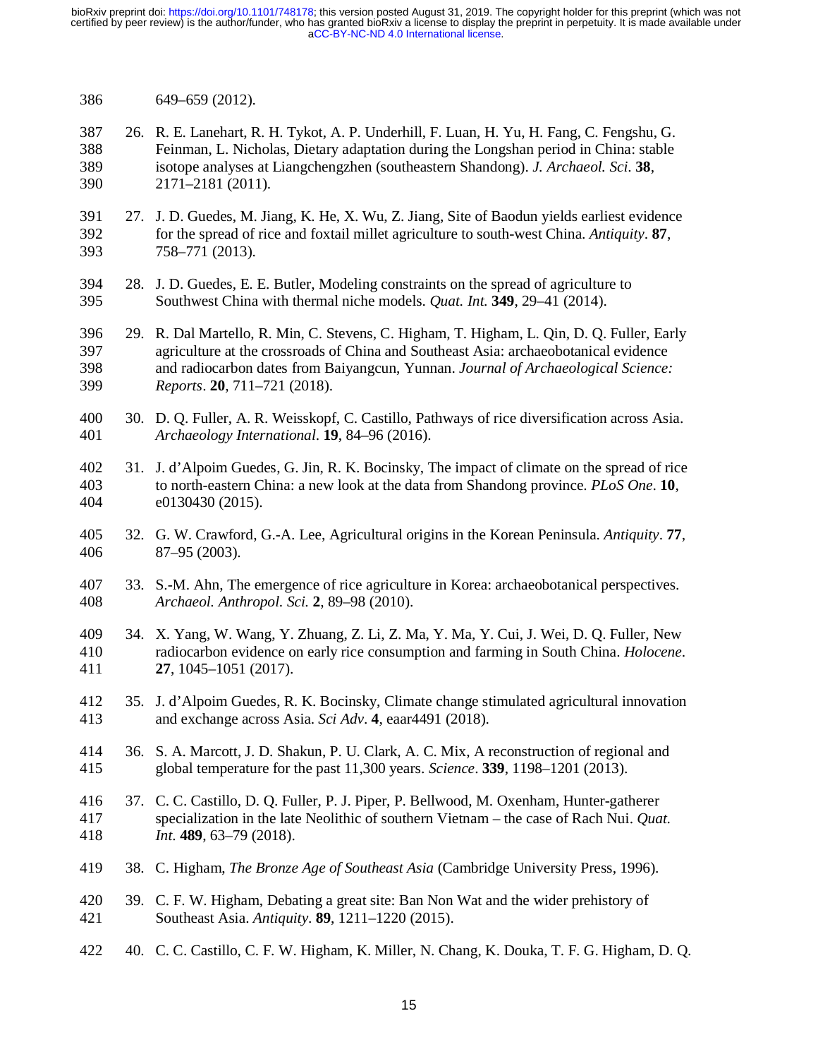649–659 (2012).

26. R. E. Lanehart, R. H. Tykot, A. P. Underhill, F. Luan, H. Yu, H. Fang, C. Fengshu, G. Feinman, L. Nicholas, Dietary adaptation during the Longshan period in China: stable isotope analyses at Liangchengzhen (southeastern Shandong). *J. Archaeol. Sci*. **38**, 2171–2181 (2011).

27. J. D. Guedes, M. Jiang, K. He, X. Wu, Z. Jiang, Site of Baodun yields earliest evidence for the spread of rice and foxtail millet agriculture to south-west China. *Antiquity*. **87**, 758–771 (2013).

28. J. D. Guedes, E. E. Butler, Modeling constraints on the spread of agriculture to Southwest China with thermal niche models. *Quat. Int.* **349**, 29–41 (2014).

29. R. Dal Martello, R. Min, C. Stevens, C. Higham, T. Higham, L. Qin, D. Q. Fuller, Early agriculture at the crossroads of China and Southeast Asia: archaeobotanical evidence and radiocarbon dates from Baiyangcun, Yunnan. *Journal of Archaeological Science: Reports*. **20**, 711–721 (2018).

30. D. Q. Fuller, A. R. Weisskopf, C. Castillo, Pathways of rice diversification across Asia. *Archaeology International*. **19**, 84–96 (2016).

31. J. d'Alpoim Guedes, G. Jin, R. K. Bocinsky, The impact of climate on the spread of rice to north-eastern China: a new look at the data from Shandong province. *PLoS One*. **10**, e0130430 (2015).

32. G. W. Crawford, G.-A. Lee, Agricultural origins in the Korean Peninsula. *Antiquity*. **77**, 87–95 (2003).

33. S.-M. Ahn, The emergence of rice agriculture in Korea: archaeobotanical perspectives. *Archaeol. Anthropol. Sci.* **2**, 89–98 (2010).

34. X. Yang, W. Wang, Y. Zhuang, Z. Li, Z. Ma, Y. Ma, Y. Cui, J. Wei, D. Q. Fuller, New radiocarbon evidence on early rice consumption and farming in South China. *Holocene*. **27**, 1045–1051 (2017).

35. J. d'Alpoim Guedes, R. K. Bocinsky, Climate change stimulated agricultural innovation and exchange across Asia. *Sci Adv*. **4**, eaar4491 (2018).

36. S. A. Marcott, J. D. Shakun, P. U. Clark, A. C. Mix, A reconstruction of regional and global temperature for the past 11,300 years. *Science*. **339**, 1198–1201 (2013).

37. C. C. Castillo, D. Q. Fuller, P. J. Piper, P. Bellwood, M. Oxenham, Hunter-gatherer specialization in the late Neolithic of southern Vietnam – the case of Rach Nui. *Quat. Int*. **489**, 63–79 (2018).

38. C. Higham, *The Bronze Age of Southeast Asia* (Cambridge University Press, 1996).

39. C. F. W. Higham, Debating a great site: Ban Non Wat and the wider prehistory of Southeast Asia. *Antiquity*. **89**, 1211–1220 (2015).

40. C. C. Castillo, C. F. W. Higham, K. Miller, N. Chang, K. Douka, T. F. G. Higham, D. Q.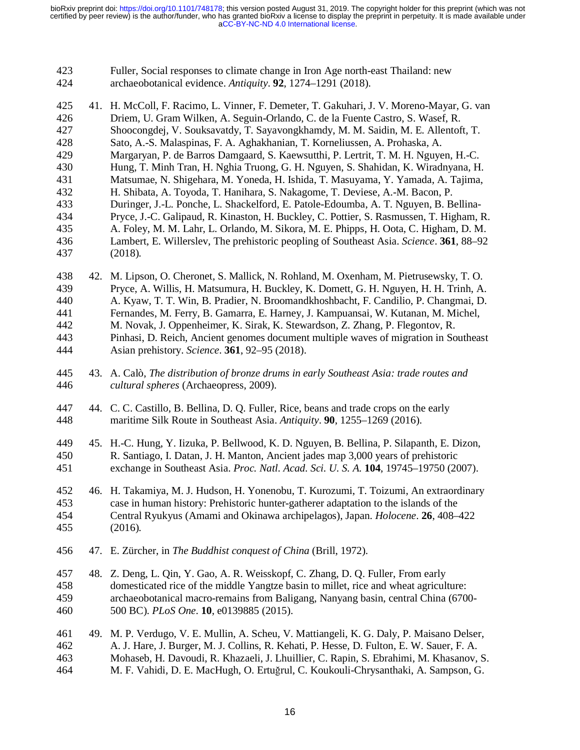Fuller, Social responses to climate change in Iron Age north-east Thailand: new archaeobotanical evidence. *Antiquity*. **92**, 1274–1291 (2018).

41. H. McColl, F. Racimo, L. Vinner, F. Demeter, T. Gakuhari, J. V. Moreno-Mayar, G. van Driem, U. Gram Wilken, A. Seguin-Orlando, C. de la Fuente Castro, S. Wasef, R. Shoocongdej, V. Souksavatdy, T. Sayavongkhamdy, M. M. Saidin, M. E. Allentoft, T. Sato, A.-S. Malaspinas, F. A. Aghakhanian, T. Korneliussen, A. Prohaska, A. Margaryan, P. de Barros Damgaard, S. Kaewsutthi, P. Lertrit, T. M. H. Nguyen, H.-C. Hung, T. Minh Tran, H. Nghia Truong, G. H. Nguyen, S. Shahidan, K. Wiradnyana, H. Matsumae, N. Shigehara, M. Yoneda, H. Ishida, T. Masuyama, Y. Yamada, A. Tajima, H. Shibata, A. Toyoda, T. Hanihara, S. Nakagome, T. Deviese, A.-M. Bacon, P. Duringer, J.-L. Ponche, L. Shackelford, E. Patole-Edoumba, A. T. Nguyen, B. Bellina-Pryce, J.-C. Galipaud, R. Kinaston, H. Buckley, C. Pottier, S. Rasmussen, T. Higham, R. A. Foley, M. M. Lahr, L. Orlando, M. Sikora, M. E. Phipps, H. Oota, C. Higham, D. M. Lambert, E. Willerslev, The prehistoric peopling of Southeast Asia. *Science*. **361**, 88–92 (2018).

42. M. Lipson, O. Cheronet, S. Mallick, N. Rohland, M. Oxenham, M. Pietrusewsky, T. O. Pryce, A. Willis, H. Matsumura, H. Buckley, K. Domett, G. H. Nguyen, H. H. Trinh, A. A. Kyaw, T. T. Win, B. Pradier, N. Broomandkhoshbacht, F. Candilio, P. Changmai, D. Fernandes, M. Ferry, B. Gamarra, E. Harney, J. Kampuansai, W. Kutanan, M. Michel, M. Novak, J. Oppenheimer, K. Sirak, K. Stewardson, Z. Zhang, P. Flegontov, R. Pinhasi, D. Reich, Ancient genomes document multiple waves of migration in Southeast Asian prehistory. *Science*. **361**, 92–95 (2018).

43. A. Calò, *The distribution of bronze drums in early Southeast Asia: trade routes and cultural spheres* (Archaeopress, 2009).

44. C. C. Castillo, B. Bellina, D. Q. Fuller, Rice, beans and trade crops on the early maritime Silk Route in Southeast Asia. *Antiquity*. **90**, 1255–1269 (2016).

45. H.-C. Hung, Y. Iizuka, P. Bellwood, K. D. Nguyen, B. Bellina, P. Silapanth, E. Dizon, R. Santiago, I. Datan, J. H. Manton, Ancient jades map 3,000 years of prehistoric exchange in Southeast Asia. *Proc. Natl. Acad. Sci. U. S. A.* **104**, 19745–19750 (2007).

46. H. Takamiya, M. J. Hudson, H. Yonenobu, T. Kurozumi, T. Toizumi, An extraordinary case in human history: Prehistoric hunter-gatherer adaptation to the islands of the Central Ryukyus (Amami and Okinawa archipelagos), Japan. *Holocene*. **26**, 408–422 (2016).

47. E. Zürcher, in *The Buddhist conquest of China* (Brill, 1972).

48. Z. Deng, L. Qin, Y. Gao, A. R. Weisskopf, C. Zhang, D. Q. Fuller, From early domesticated rice of the middle Yangtze basin to millet, rice and wheat agriculture: archaeobotanical macro-remains from Baligang, Nanyang basin, central China (6700-500 BC). *PLoS One*. **10**, e0139885 (2015).

49. M. P. Verdugo, V. E. Mullin, A. Scheu, V. Mattiangeli, K. G. Daly, P. Maisano Delser, A. J. Hare, J. Burger, M. J. Collins, R. Kehati, P. Hesse, D. Fulton, E. W. Sauer, F. A. Mohaseb, H. Davoudi, R. Khazaeli, J. Lhuillier, C. Rapin, S. Ebrahimi, M. Khasanov, S. M. F. Vahidi, D. E. MacHugh, O. Ertuğrul, C. Koukouli-Chrysanthaki, A. Sampson, G.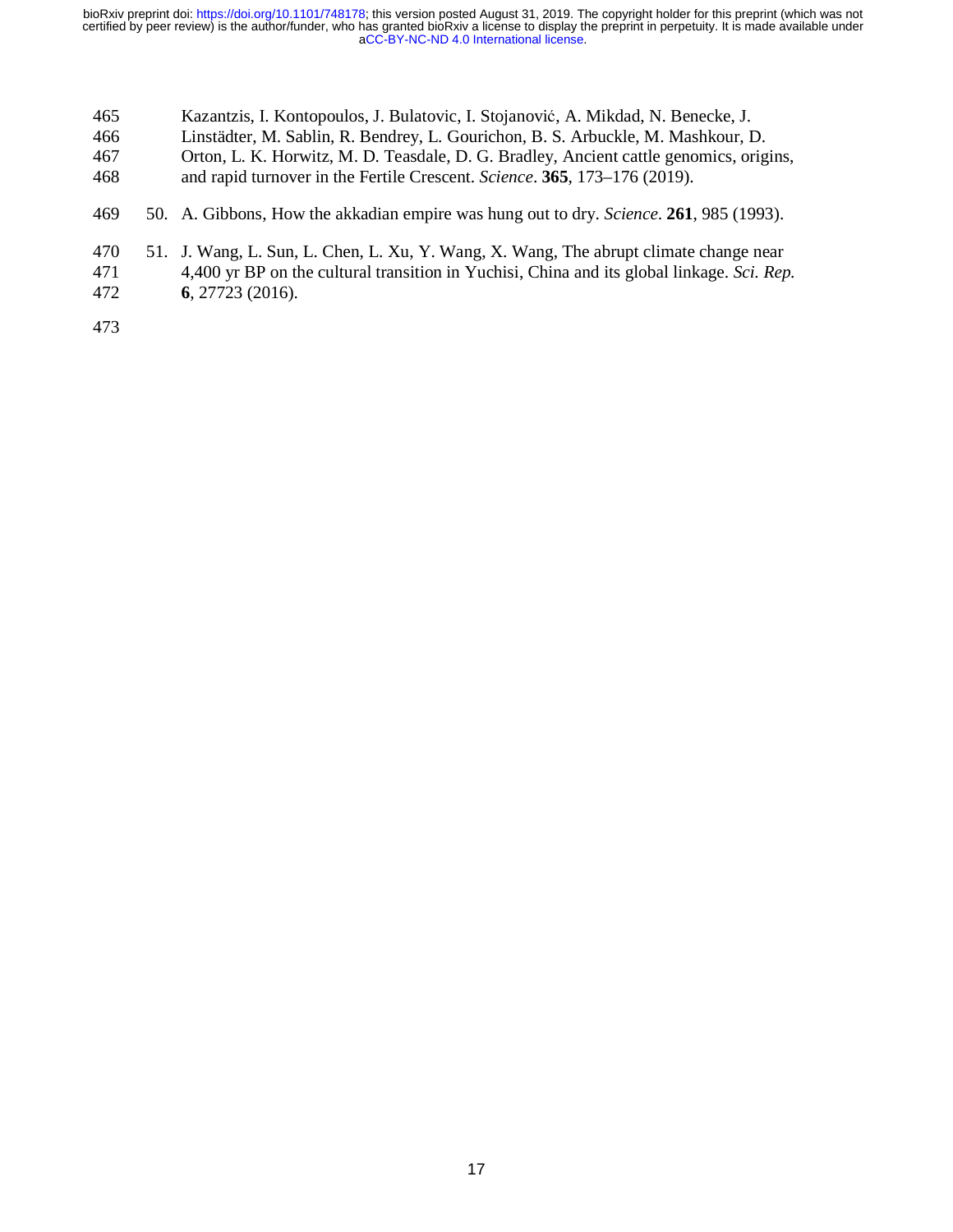Kazantzis, I. Kontopoulos, J. Bulatovic, I. Stojanović, A. Mikdad, N. Benecke, J. Linstädter, M. Sablin, R. Bendrey, L. Gourichon, B. S. Arbuckle, M. Mashkour, D. Orton, L. K. Horwitz, M. D. Teasdale, D. G. Bradley, Ancient cattle genomics, origins, and rapid turnover in the Fertile Crescent. *Science*. **365**, 173–176 (2019).

50. A. Gibbons, How the akkadian empire was hung out to dry. *Science*. **261**, 985 (1993).

51. J. Wang, L. Sun, L. Chen, L. Xu, Y. Wang, X. Wang, The abrupt climate change near 4,400 yr BP on the cultural transition in Yuchisi, China and its global linkage. *Sci. Rep.* **6**, 27723 (2016).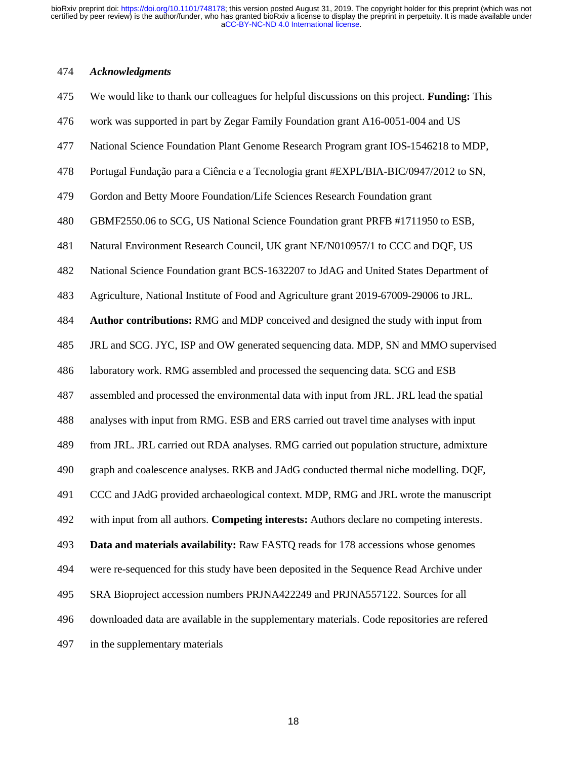### *Acknowledgments*

We would like to thank our colleagues for helpful discussions on this project. **Funding:** This work was supported in part by Zegar Family Foundation grant A16-0051-004 and US National Science Foundation Plant Genome Research Program grant IOS-1546218 to MDP, Portugal Fundação para a Ciência e a Tecnologia grant #EXPL/BIA-BIC/0947/2012 to SN, Gordon and Betty Moore Foundation/Life Sciences Research Foundation grant GBMF2550.06 to SCG, US National Science Foundation grant PRFB #1711950 to ESB, Natural Environment Research Council, UK grant NE/N010957/1 to CCC and DQF, US National Science Foundation grant BCS-1632207 to JdAG and United States Department of Agriculture, National Institute of Food and Agriculture grant 2019-67009-29006 to JRL. **Author contributions:** RMG and MDP conceived and designed the study with input from JRL and SCG. JYC, ISP and OW generated sequencing data. MDP, SN and MMO supervised laboratory work. RMG assembled and processed the sequencing data. SCG and ESB assembled and processed the environmental data with input from JRL. JRL lead the spatial analyses with input from RMG. ESB and ERS carried out travel time analyses with input from JRL. JRL carried out RDA analyses. RMG carried out population structure, admixture graph and coalescence analyses. RKB and JAdG conducted thermal niche modelling. DQF, CCC and JAdG provided archaeological context. MDP, RMG and JRL wrote the manuscript with input from all authors. **Competing interests:** Authors declare no competing interests. **Data and materials availability:** Raw FASTQ reads for 178 accessions whose genomes were re-sequenced for this study have been deposited in the Sequence Read Archive under SRA Bioproject accession numbers PRJNA422249 and PRJNA557122. Sources for all downloaded data are available in the supplementary materials. Code repositories are refered in the supplementary materials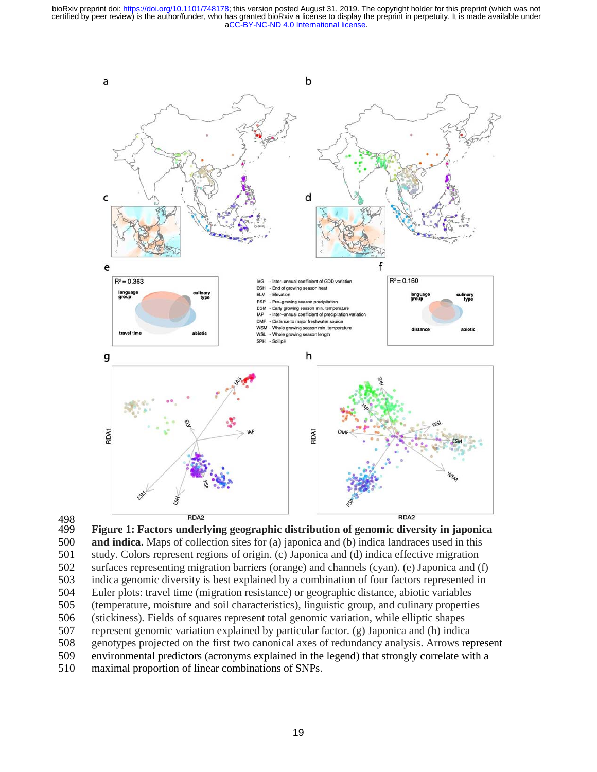**Figure 1: Factors underlying geographic distribution of genomic diversity in japonica and indica.** Maps of collection sites for (a) japonica and (b) indica landraces used in this study. Colors represent regions of origin. (c) Japonica and (d) indica effective migration surfaces representing migration barriers (orange) and channels (cyan). (e) Japonica and (f) indica genomic diversity is best explained by a combination of four factors represented in Euler plots: travel time (migration resistance) or geographic distance, abiotic variables (temperature, moisture and soil characteristics), linguistic group, and culinary properties (stickiness). Fields of squares represent total genomic variation, while elliptic shapes represent genomic variation explained by particular factor. (g) Japonica and (h) indica genotypes projected on the first two canonical axes of redundancy analysis. Arrows represent environmental predictors (acronyms explained in the legend) that strongly correlate with a maximal proportion of linear combinations of SNPs.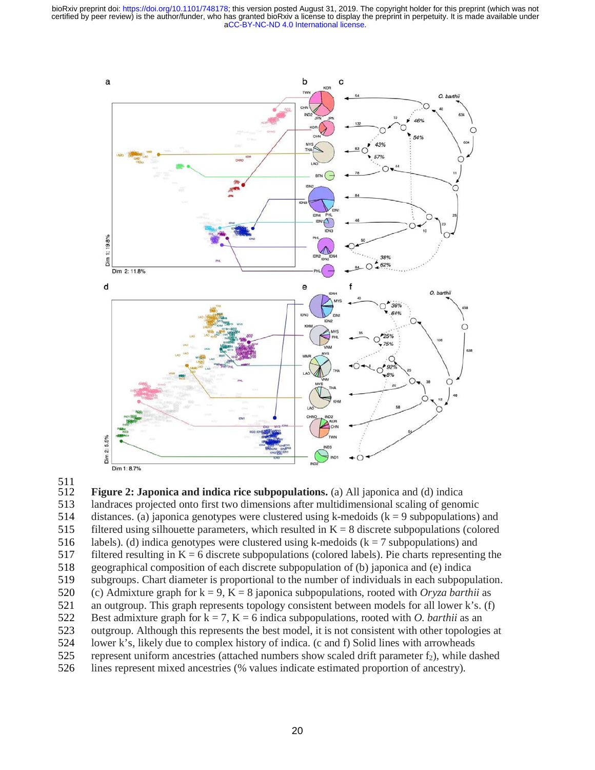**Figure 2: Japonica and indica rice subpopulations.** (a) All japonica and (d) indica landraces projected onto first two dimensions after multidimensional scaling of genomic distances. (a) japonica genotypes were clustered using k-medoids (k = 9 subpopulations) and filtered using silhouette parameters, which resulted in K = 8 discrete subpopulations (colored labels). (d) indica genotypes were clustered using k-medoids (k = 7 subpopulations) and filtered resulting in K = 6 discrete subpopulations (colored labels). Pie charts representing the geographical composition of each discrete subpopulation of (b) japonica and (e) indica subgroups. Chart diameter is proportional to the number of individuals in each subpopulation. (c) Admixture graph for k = 9, K = 8 japonica subpopulations, rooted with *Oryza barthii* as an outgroup. This graph represents topology consistent between models for all lower k's. (f) Best admixture graph for k = 7, K = 6 indica subpopulations, rooted with *O. barthii* as an outgroup. Although this represents the best model, it is not consistent with other topologies at lower k's, likely due to complex history of indica. (c and f) Solid lines with arrowheads represent uniform ancestries (attached numbers show scaled drift parameter $f_2$), while dashed lines represent mixed ancestries (% values indicate estimated proportion of ancestry).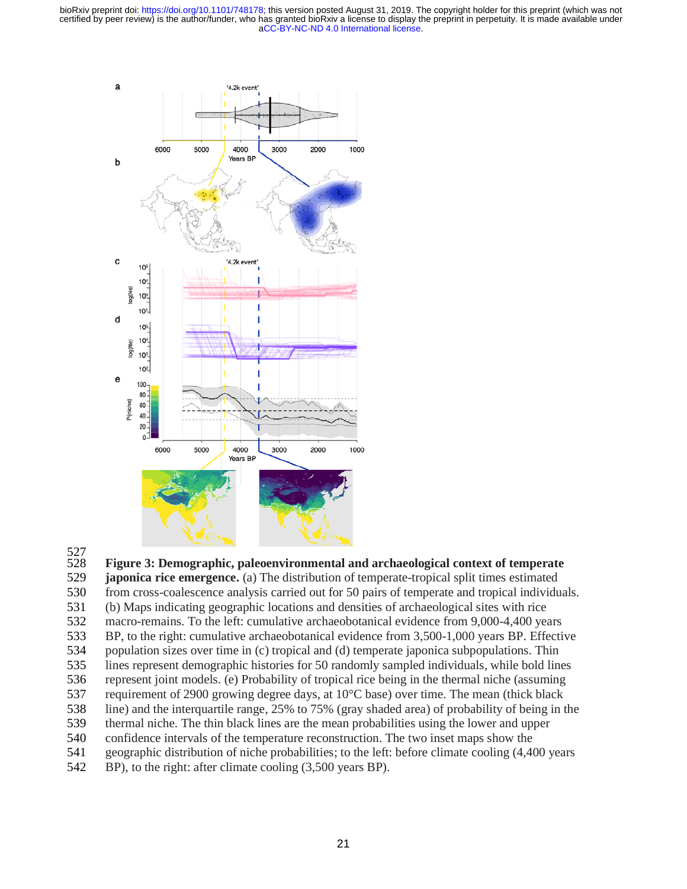**Figure 3: Demographic, paleoenvironmental and archaeological context of temperate japonica rice emergence.** (a) The distribution of temperate-tropical split times estimated from cross-coalescence analysis carried out for 50 pairs of temperate and tropical individuals. (b) Maps indicating geographic locations and densities of archaeological sites with rice macro-remains. To the left: cumulative archaeobotanical evidence from 9,000-4,400 years BP, to the right: cumulative archaeobotanical evidence from 3,500-1,000 years BP. Effective population sizes over time in (c) tropical and (d) temperate japonica subpopulations. Thin lines represent demographic histories for 50 randomly sampled individuals, while bold lines represent joint models. (e) Probability of tropical rice being in the thermal niche (assuming requirement of 2900 growing degree days, at 10°C base) over time. The mean (thick black line) and the interquartile range, 25% to 75% (gray shaded area) of probability of being in the thermal niche. The thin black lines are the mean probabilities using the lower and upper confidence intervals of the temperature reconstruction. The two inset maps show the geographic distribution of niche probabilities; to the left: before climate cooling (4,400 years BP), to the right: after climate cooling (3,500 years BP).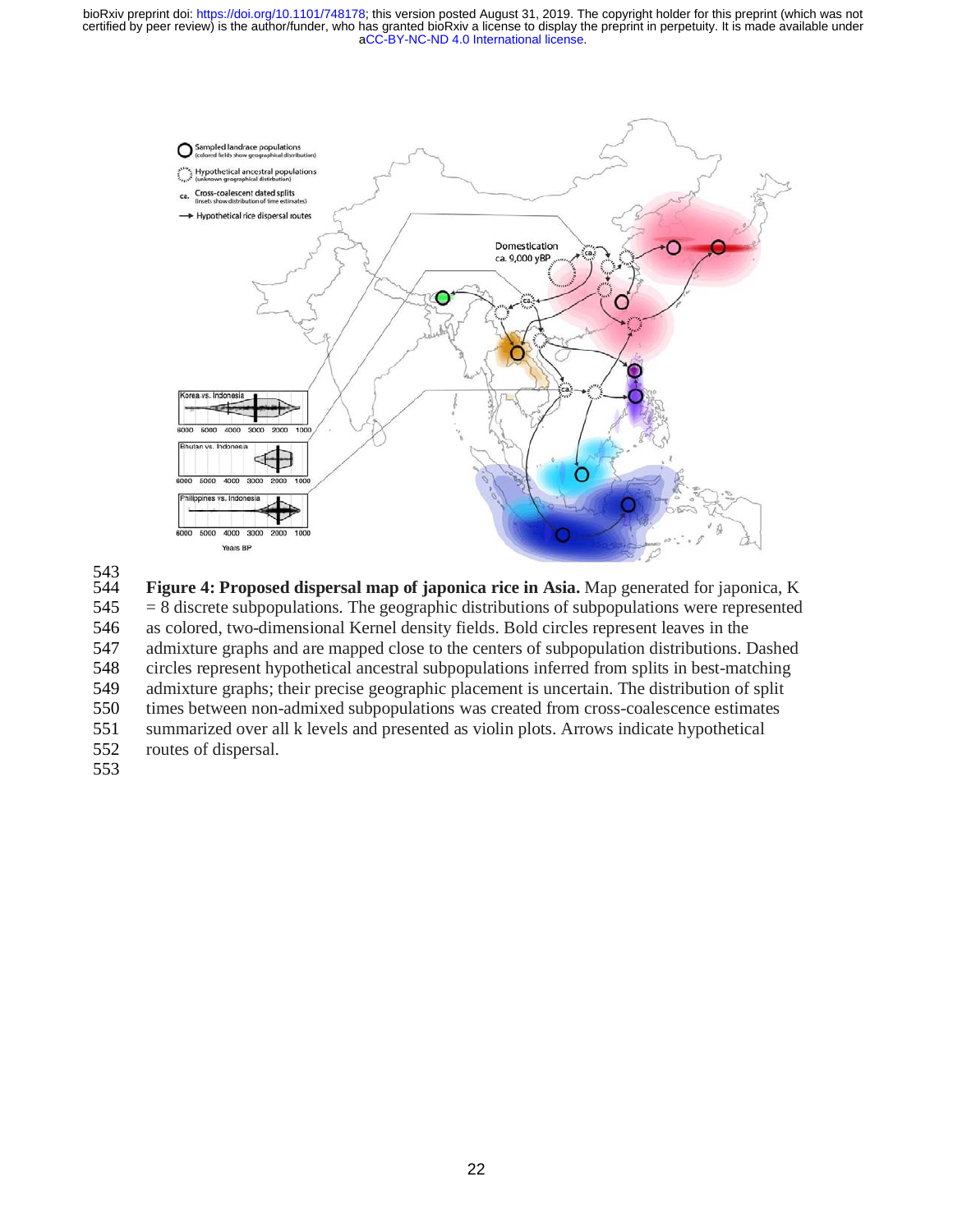**Figure 4: Proposed dispersal map of japonica rice in Asia.** Map generated for japonica, K = 8 discrete subpopulations. The geographic distributions of subpopulations were represented as colored, two-dimensional Kernel density fields. Bold circles represent leaves in the admixture graphs and are mapped close to the centers of subpopulation distributions. Dashed circles represent hypothetical ancestral subpopulations inferred from splits in best-matching admixture graphs; their precise geographic placement is uncertain. The distribution of split times between non-admixed subpopulations was created from cross-coalescence estimates summarized over all k levels and presented as violin plots. Arrows indicate hypothetical routes of dispersal.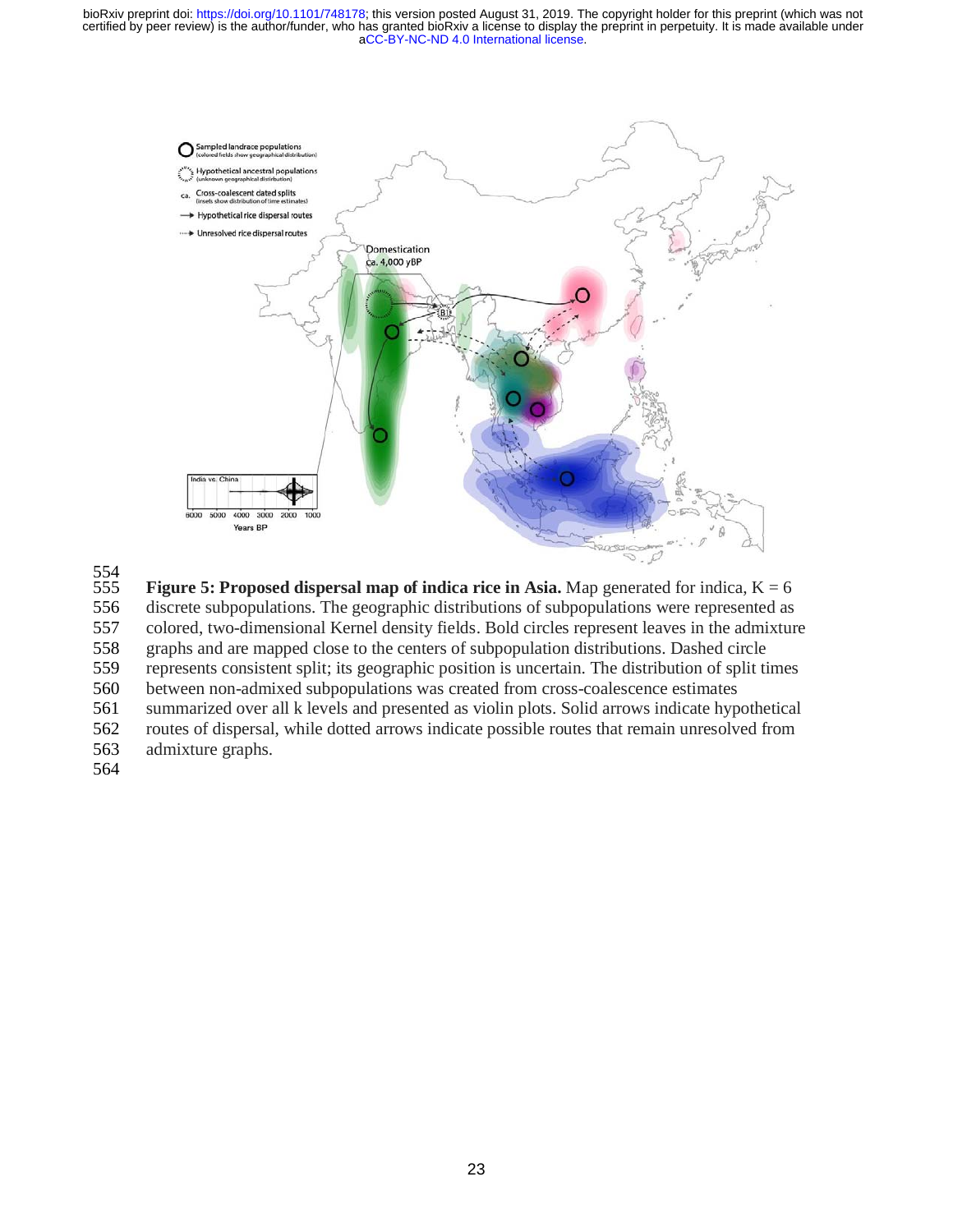Sampled landrace populations
(colored fields show geographical distribution)

Hypothetical ancestral populations
(unknown geographical distribution)

ca. Cross-coalescent dated splits
(insets show distribution of time estimates)

Hypothetical rice dispersal routes

Unresolved rice dispersal routes

Domestication
ca. 4,000 yBP

India vs. China

6000 5000 4000 3000 2000 1000

Years BP

**Figure 5: Proposed dispersal map of indica rice in Asia.** Map generated for indica, K = 6 discrete subpopulations. The geographic distributions of subpopulations were represented as colored, two-dimensional Kernel density fields. Bold circles represent leaves in the admixture graphs and are mapped close to the centers of subpopulation distributions. Dashed circle represents consistent split; its geographic position is uncertain. The distribution of split times between non-admixed subpopulations was created from cross-coalescence estimates summarized over all k levels and presented as violin plots. Solid arrows indicate hypothetical routes of dispersal, while dotted arrows indicate possible routes that remain unresolved from admixture graphs.